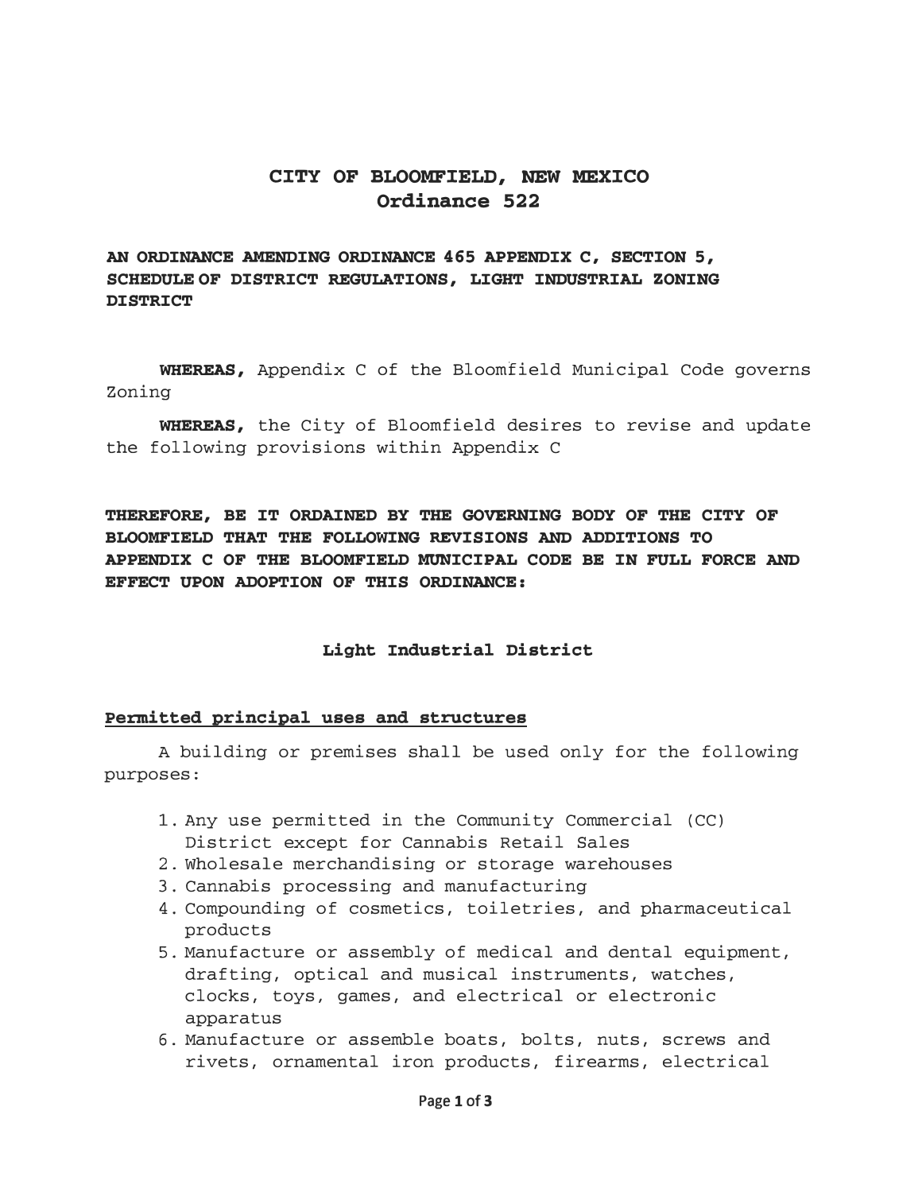# CITY OF BLOOMFIELD, NEW MEXICO
## Ordinance 522

**AN ORDINANCE AMENDING ORDINANCE 465 APPENDIX C, SECTION 5, SCHEDULE OF DISTRICT REGULATIONS, LIGHT INDUSTRIAL ZONING DISTRICT**

**WHEREAS,** Appendix C of the Bloomfield Municipal Code governs Zoning

**WHEREAS,** the City of Bloomfield desires to revise and update the following provisions within Appendix C

**THEREFORE, BE IT ORDAINED BY THE GOVERNING BODY OF THE CITY OF BLOOMFIELD THAT THE FOLLOWING REVISIONS AND ADDITIONS TO APPENDIX C OF THE BLOOMFIELD MUNICIPAL CODE BE IN FULL FORCE AND EFFECT UPON ADOPTION OF THIS ORDINANCE:**

### Light Industrial District

**Permitted principal uses and structures**

A building or premises shall be used only for the following purposes:

1. Any use permitted in the Community Commercial (CC) District except for Cannabis Retail Sales
2. Wholesale merchandising or storage warehouses
3. Cannabis processing and manufacturing
4. Compounding of cosmetics, toiletries, and pharmaceutical products
5. Manufacture or assembly of medical and dental equipment, drafting, optical and musical instruments, watches, clocks, toys, games, and electrical or electronic apparatus
6. Manufacture or assemble boats, bolts, nuts, screws and rivets, ornamental iron products, firearms, electrical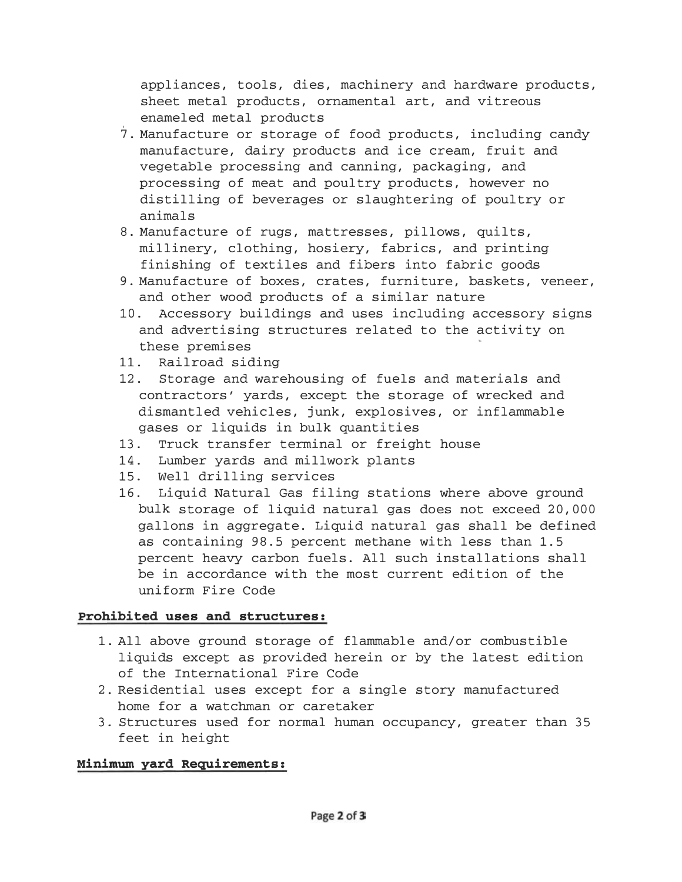appliances, tools, dies, machinery and hardware products, sheet metal products, ornamental art, and vitreous enameled metal products

7. Manufacture or storage of food products, including candy manufacture, dairy products and ice cream, fruit and vegetable processing and canning, packaging, and processing of meat and poultry products, however no distilling of beverages or slaughtering of poultry or animals
8. Manufacture of rugs, mattresses, pillows, quilts, millinery, clothing, hosiery, fabrics, and printing finishing of textiles and fibers into fabric goods
9. Manufacture of boxes, crates, furniture, baskets, veneer, and other wood products of a similar nature
10. Accessory buildings and uses including accessory signs and advertising structures related to the activity on these premises
11. Railroad siding
12. Storage and warehousing of fuels and materials and contractors' yards, except the storage of wrecked and dismantled vehicles, junk, explosives, or inflammable gases or liquids in bulk quantities
13. Truck transfer terminal or freight house
14. Lumber yards and millwork plants
15. Well drilling services
16. Liquid Natural Gas filing stations where above ground bulk storage of liquid natural gas does not exceed 20,000 gallons in aggregate. Liquid natural gas shall be defined as containing 98.5 percent methane with less than 1.5 percent heavy carbon fuels. All such installations shall be in accordance with the most current edition of the uniform Fire Code

**Prohibited uses and structures:**

1. All above ground storage of flammable and/or combustible liquids except as provided herein or by the latest edition of the International Fire Code
2. Residential uses except for a single story manufactured home for a watchman or caretaker
3. Structures used for normal human occupancy, greater than 35 feet in height

**Minimum yard Requirements:**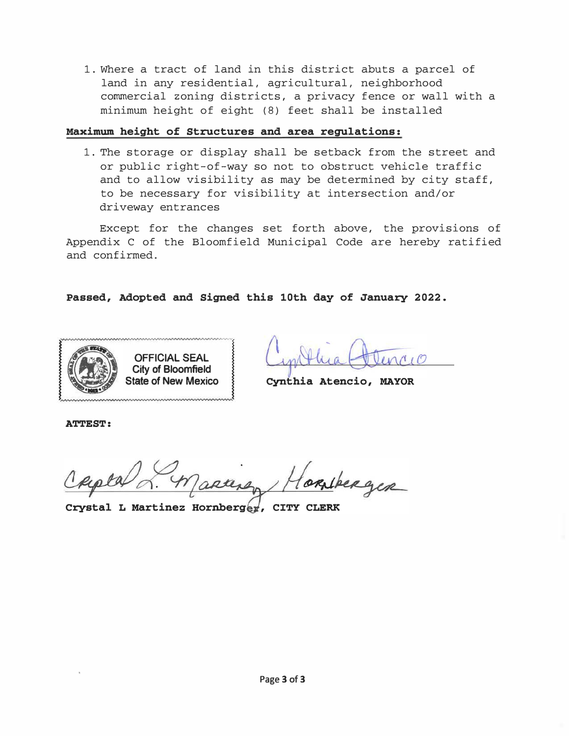1. Where a tract of land in this district abuts a parcel of land in any residential, agricultural, neighborhood commercial zoning districts, a privacy fence or wall with a minimum height of eight (8) feet shall be installed

**Maximum height of Structures and area regulations:**

1. The storage or display shall be setback from the street and or public right-of-way so not to obstruct vehicle traffic and to allow visibility as may be determined by city staff, to be necessary for visibility at intersection and/or driveway entrances

Except for the changes set forth above, the provisions of Appendix C of the Bloomfield Municipal Code are hereby ratified and confirmed.

**Passed, Adopted and Signed this 10th day of January 2022.**

OFFICIAL SEAL
City of Bloomfield
State of New Mexico

**Cynthia Atencio, MAYOR**

**ATTEST:**

**Crystal L Martinez Hornberger, CITY CLERK**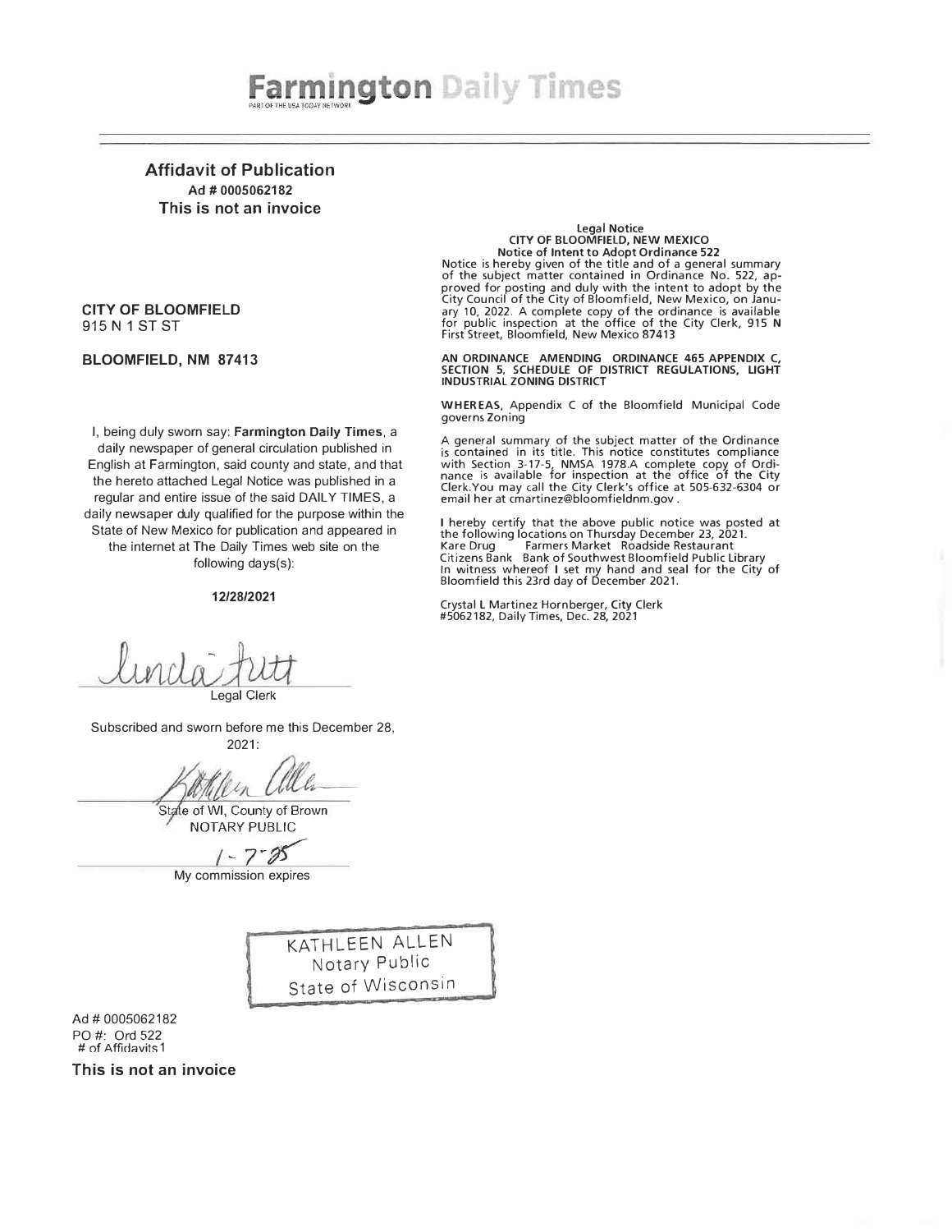# Farmington Daily Times

PART OF THE USA TODAY NETWORK

## Affidavit of Publication

**Ad # 0005062182**

**This is not an invoice**

**CITY OF BLOOMFIELD**
915 N 1 ST ST

**BLOOMFIELD, NM 87413**

I, being duly sworn say: **Farmington Daily Times**, a daily newspaper of general circulation published in English at Farmington, said county and state, and that the hereto attached Legal Notice was published in a regular and entire issue of the said DAILY TIMES, a daily newsaper duly qualified for the purpose within the State of New Mexico for publication and appeared in the internet at The Daily Times web site on the following days(s):

**12/28/2021**

Legal Clerk

Subscribed and sworn before me this December 28, 2021:

State of WI, County of Brown
NOTARY PUBLIC

1-7-25

My commission expires

KATHLEEN ALLEN
Notary Public
State of Wisconsin

Ad # 0005062182
PO #: Ord 522
# of Affidavits 1

**This is not an invoice**

**Legal Notice**
**CITY OF BLOOMFIELD, NEW MEXICO**
**Notice of Intent to Adopt Ordinance 522**

Notice is hereby given of the title and of a general summary of the subject matter contained in Ordinance No. 522, approved for posting and duly with the intent to adopt by the City Council of the City of Bloomfield, New Mexico, on January 10, 2022. A complete copy of the ordinance is available for public inspection at the office of the City Clerk, 915 N First Street, Bloomfield, New Mexico 87413

**AN ORDINANCE AMENDING ORDINANCE 465 APPENDIX C, SECTION 5, SCHEDULE OF DISTRICT REGULATIONS, LIGHT INDUSTRIAL ZONING DISTRICT**

**WHEREAS**, Appendix C of the Bloomfield Municipal Code governs Zoning

A general summary of the subject matter of the Ordinance is contained in its title. This notice constitutes compliance with Section 3-17-5, NMSA 1978.A complete copy of Ordinance is available for inspection at the office of the City Clerk.You may call the City Clerk's office at 505-632-6304 or email her at cmartinez@bloomfieldnm.gov .

I hereby certify that the above public notice was posted at the following locations on Thursday December 23, 2021.
Kare Drug Farmers Market Roadside Restaurant
Citizens Bank Bank of Southwest Bloomfield Public Library
In witness whereof I set my hand and seal for the City of Bloomfield this 23rd day of December 2021.

Crystal L Martinez Hornberger, City Clerk
#5062182, Daily Times, Dec. 28, 2021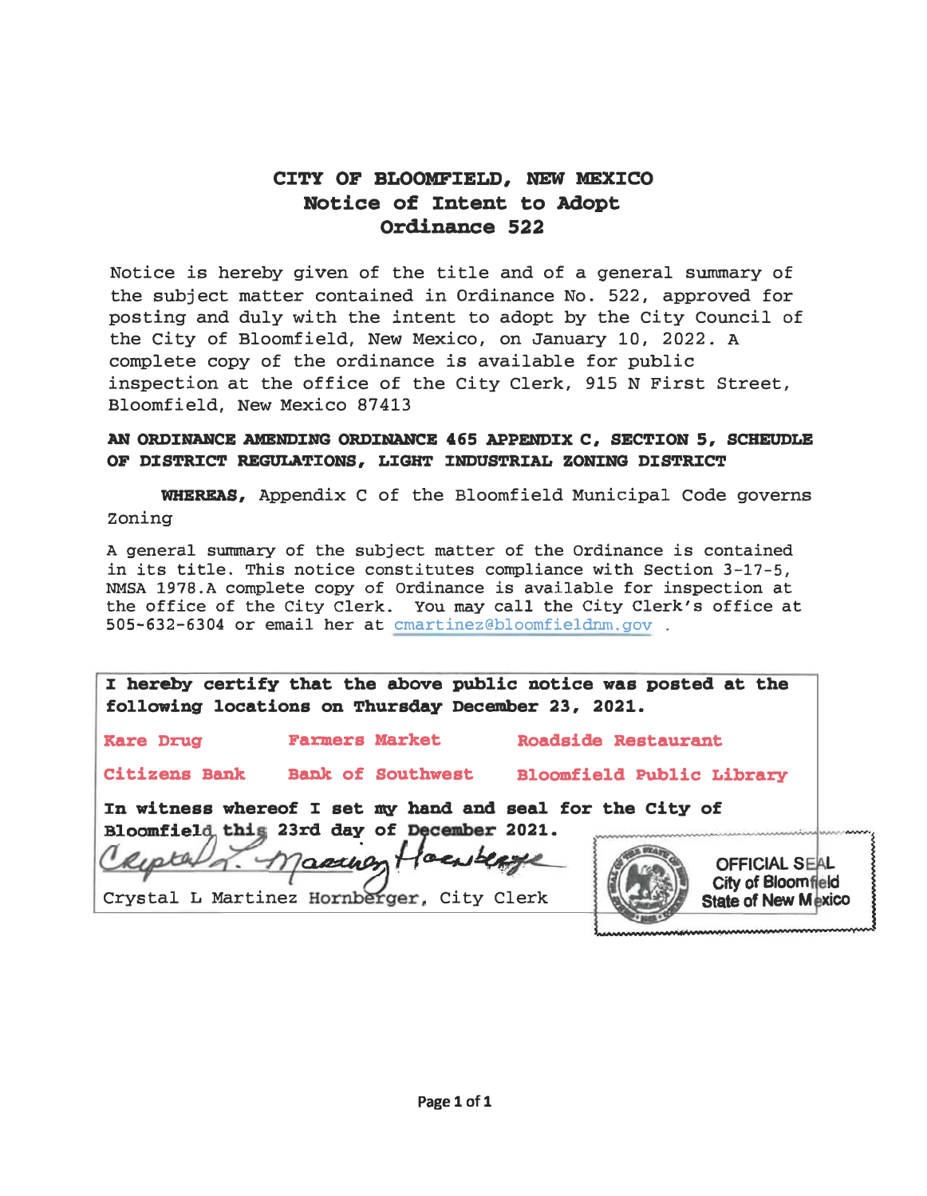# CITY OF BLOOMFIELD, NEW MEXICO
## Notice of Intent to Adopt
## Ordinance 522

Notice is hereby given of the title and of a general summary of the subject matter contained in Ordinance No. 522, approved for posting and duly with the intent to adopt by the City Council of the City of Bloomfield, New Mexico, on January 10, 2022. A complete copy of the ordinance is available for public inspection at the office of the City Clerk, 915 N First Street, Bloomfield, New Mexico 87413

**AN ORDINANCE AMENDING ORDINANCE 465 APPENDIX C, SECTION 5, SCHEUDLE OF DISTRICT REGULATIONS, LIGHT INDUSTRIAL ZONING DISTRICT**

**WHEREAS,** Appendix C of the Bloomfield Municipal Code governs Zoning

A general summary of the subject matter of the Ordinance is contained in its title. This notice constitutes compliance with Section 3-17-5, NMSA 1978.A complete copy of Ordinance is available for inspection at the office of the City Clerk. You may call the City Clerk's office at 505-632-6304 or email her at cmartinez@bloomfieldnm.gov .

**I hereby certify that the above public notice was posted at the following locations on Thursday December 23, 2021.**

| Kare Drug | Farmers Market | Roadside Restaurant |
|---|---|---|
| Citizens Bank | Bank of Southwest | Bloomfield Public Library |

**In witness whereof I set my hand and seal for the City of Bloomfield this 23rd day of December 2021.**

Crystal L Martinez Hornberger, City Clerk

OFFICIAL SEAL
City of Bloomfield
State of New Mexico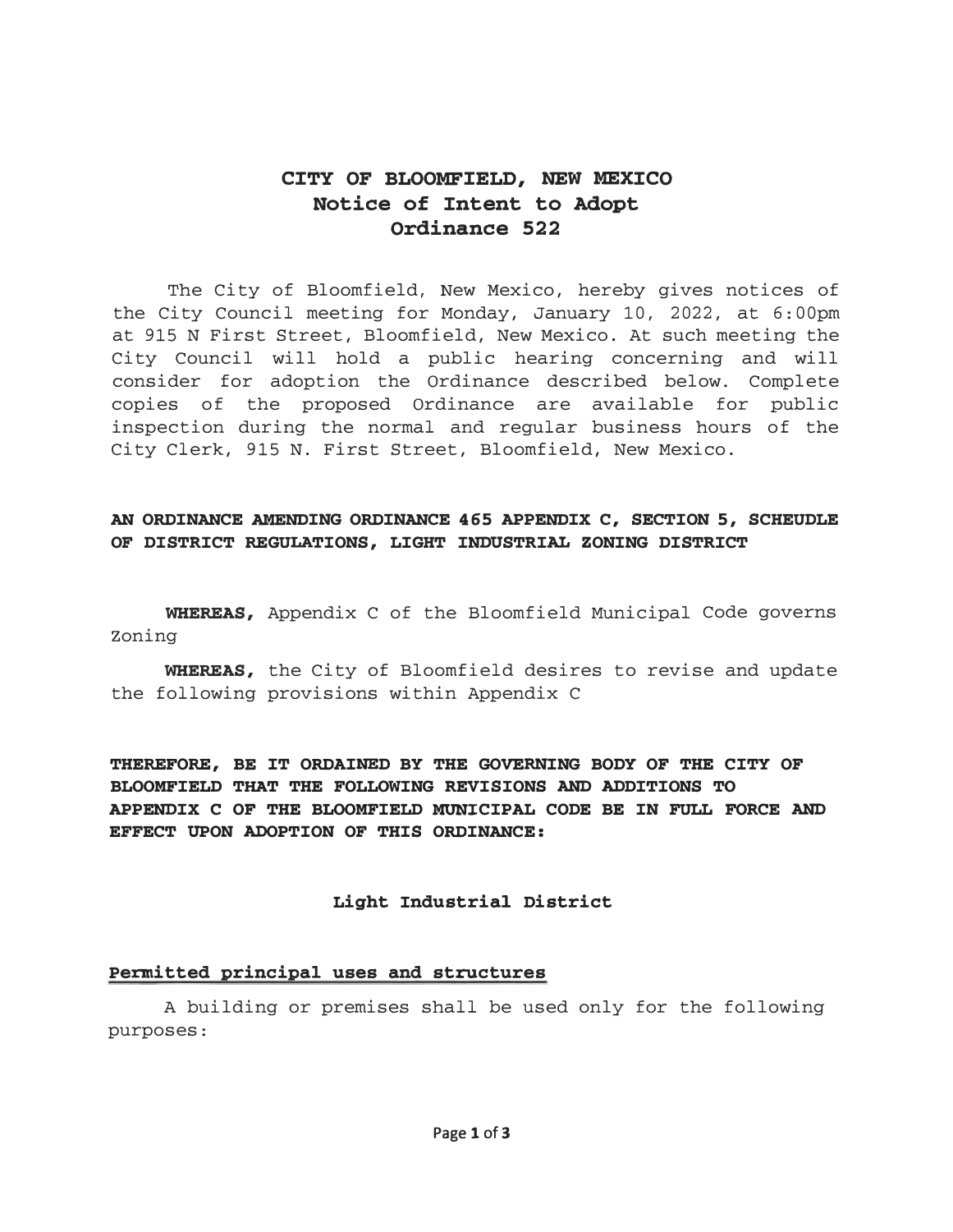# CITY OF BLOOMFIELD, NEW MEXICO
## Notice of Intent to Adopt
## Ordinance 522

The City of Bloomfield, New Mexico, hereby gives notices of the City Council meeting for Monday, January 10, 2022, at 6:00pm at 915 N First Street, Bloomfield, New Mexico. At such meeting the City Council will hold a public hearing concerning and will consider for adoption the Ordinance described below. Complete copies of the proposed Ordinance are available for public inspection during the normal and regular business hours of the City Clerk, 915 N. First Street, Bloomfield, New Mexico.

**AN ORDINANCE AMENDING ORDINANCE 465 APPENDIX C, SECTION 5, SCHEUDLE OF DISTRICT REGULATIONS, LIGHT INDUSTRIAL ZONING DISTRICT**

**WHEREAS,** Appendix C of the Bloomfield Municipal Code governs Zoning

**WHEREAS,** the City of Bloomfield desires to revise and update the following provisions within Appendix C

**THEREFORE, BE IT ORDAINED BY THE GOVERNING BODY OF THE CITY OF BLOOMFIELD THAT THE FOLLOWING REVISIONS AND ADDITIONS TO APPENDIX C OF THE BLOOMFIELD MUNICIPAL CODE BE IN FULL FORCE AND EFFECT UPON ADOPTION OF THIS ORDINANCE:**

### Light Industrial District

**Permitted principal uses and structures**

A building or premises shall be used only for the following purposes: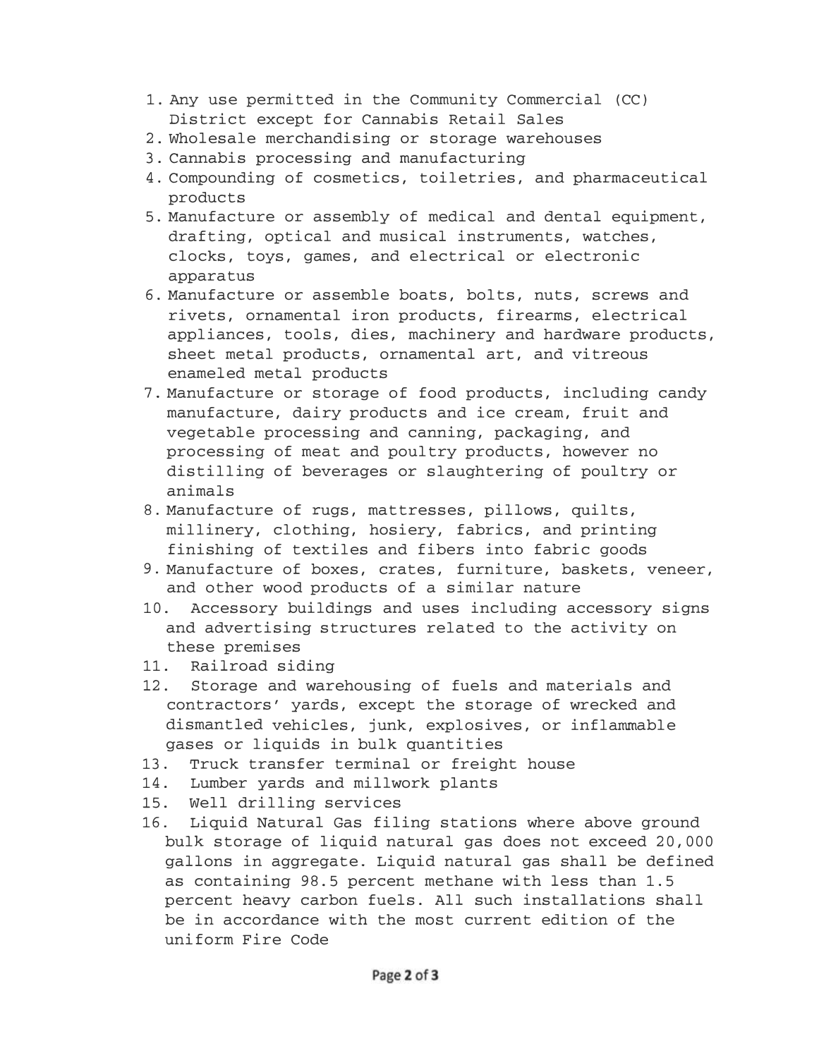1. Any use permitted in the Community Commercial (CC) District except for Cannabis Retail Sales
2. Wholesale merchandising or storage warehouses
3. Cannabis processing and manufacturing
4. Compounding of cosmetics, toiletries, and pharmaceutical products
5. Manufacture or assembly of medical and dental equipment, drafting, optical and musical instruments, watches, clocks, toys, games, and electrical or electronic apparatus
6. Manufacture or assemble boats, bolts, nuts, screws and rivets, ornamental iron products, firearms, electrical appliances, tools, dies, machinery and hardware products, sheet metal products, ornamental art, and vitreous enameled metal products
7. Manufacture or storage of food products, including candy manufacture, dairy products and ice cream, fruit and vegetable processing and canning, packaging, and processing of meat and poultry products, however no distilling of beverages or slaughtering of poultry or animals
8. Manufacture of rugs, mattresses, pillows, quilts, millinery, clothing, hosiery, fabrics, and printing finishing of textiles and fibers into fabric goods
9. Manufacture of boxes, crates, furniture, baskets, veneer, and other wood products of a similar nature
10. Accessory buildings and uses including accessory signs and advertising structures related to the activity on these premises
11. Railroad siding
12. Storage and warehousing of fuels and materials and contractors' yards, except the storage of wrecked and dismantled vehicles, junk, explosives, or inflammable gases or liquids in bulk quantities
13. Truck transfer terminal or freight house
14. Lumber yards and millwork plants
15. Well drilling services
16. Liquid Natural Gas filing stations where above ground bulk storage of liquid natural gas does not exceed 20,000 gallons in aggregate. Liquid natural gas shall be defined as containing 98.5 percent methane with less than 1.5 percent heavy carbon fuels. All such installations shall be in accordance with the most current edition of the uniform Fire Code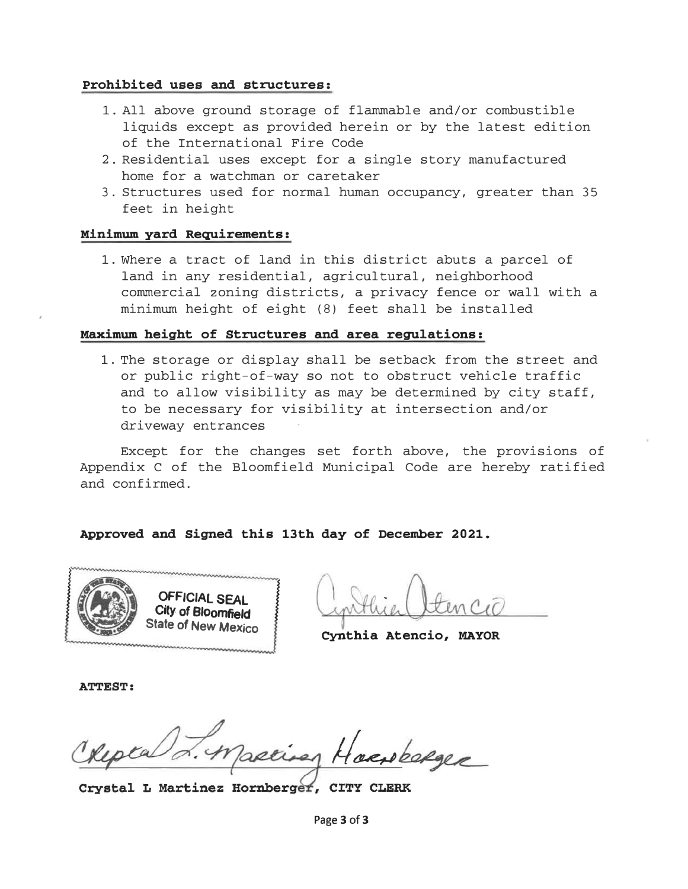**Prohibited uses and structures:**

1. All above ground storage of flammable and/or combustible liquids except as provided herein or by the latest edition of the International Fire Code
2. Residential uses except for a single story manufactured home for a watchman or caretaker
3. Structures used for normal human occupancy, greater than 35 feet in height

**Minimum yard Requirements:**

1. Where a tract of land in this district abuts a parcel of land in any residential, agricultural, neighborhood commercial zoning districts, a privacy fence or wall with a minimum height of eight (8) feet shall be installed

**Maximum height of Structures and area regulations:**

1. The storage or display shall be setback from the street and or public right-of-way so not to obstruct vehicle traffic and to allow visibility as may be determined by city staff, to be necessary for visibility at intersection and/or driveway entrances

Except for the changes set forth above, the provisions of Appendix C of the Bloomfield Municipal Code are hereby ratified and confirmed.

**Approved and Signed this 13th day of December 2021.**

OFFICIAL SEAL
City of Bloomfield
State of New Mexico

**Cynthia Atencio, MAYOR**

**ATTEST:**

**Crystal L Martinez Hornberger, CITY CLERK**